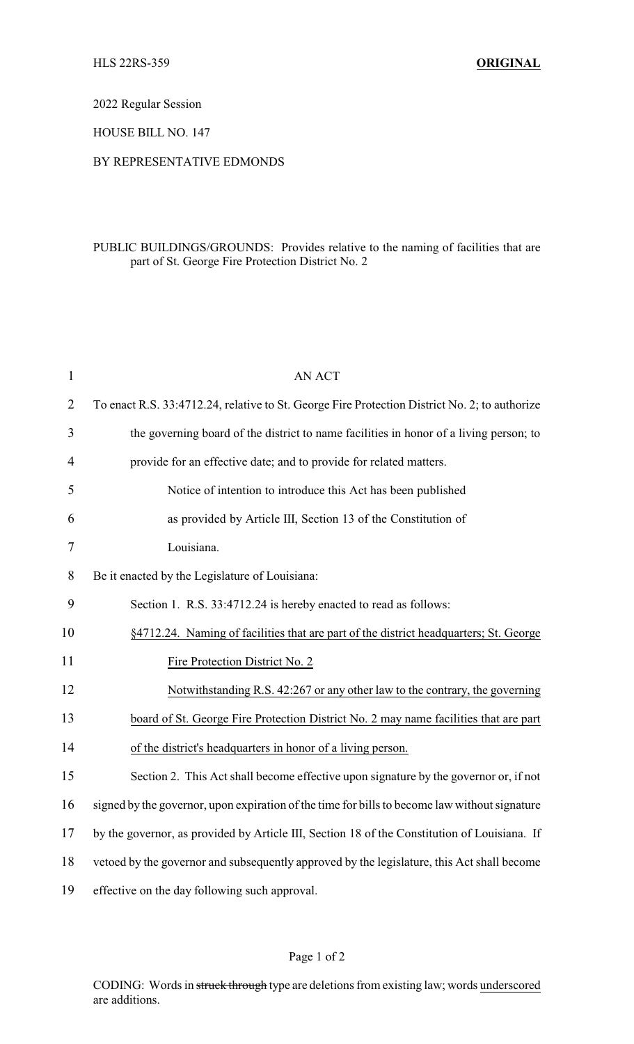HLS 22RS-359 **ORIGINAL**

2022 Regular Session

HOUSE BILL NO. 147

BY REPRESENTATIVE EDMONDS

PUBLIC BUILDINGS/GROUNDS: Provides relative to the naming of facilities that are part of St. George Fire Protection District No. 2

AN ACT

To enact R.S. 33:4712.24, relative to St. George Fire Protection District No. 2; to authorize the governing board of the district to name facilities in honor of a living person; to provide for an effective date; and to provide for related matters.

Notice of intention to introduce this Act has been published as provided by Article III, Section 13 of the Constitution of Louisiana.

Be it enacted by the Legislature of Louisiana:

Section 1. R.S. 33:4712.24 is hereby enacted to read as follows:

§4712.24. Naming of facilities that are part of the district headquarters; St. George Fire Protection District No. 2

Notwithstanding R.S. 42:267 or any other law to the contrary, the governing board of St. George Fire Protection District No. 2 may name facilities that are part of the district's headquarters in honor of a living person.

Section 2. This Act shall become effective upon signature by the governor or, if not signed by the governor, upon expiration of the time for bills to become law without signature by the governor, as provided by Article III, Section 18 of the Constitution of Louisiana. If vetoed by the governor and subsequently approved by the legislature, this Act shall become effective on the day following such approval.

CODING: Words in ~~struck through~~ type are deletions from existing law; words underscored are additions.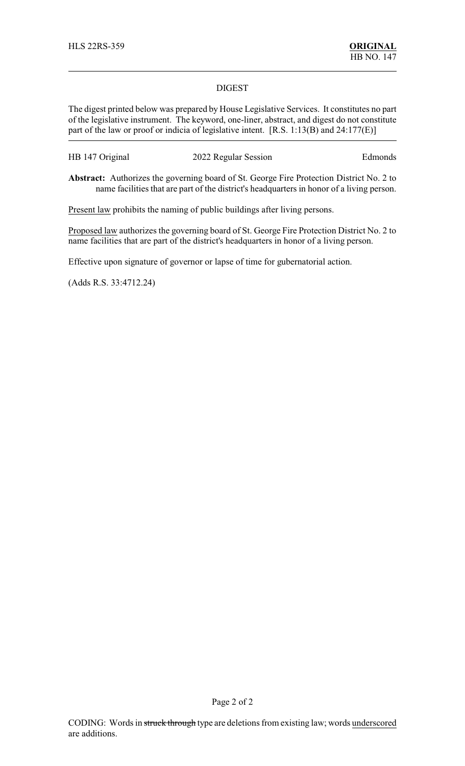## DIGEST

The digest printed below was prepared by House Legislative Services. It constitutes no part of the legislative instrument. The keyword, one-liner, abstract, and digest do not constitute part of the law or proof or indicia of legislative intent. [R.S. 1:13(B) and 24:177(E)]

HB 147 Original | 2022 Regular Session | Edmonds

**Abstract:** Authorizes the governing board of St. George Fire Protection District No. 2 to name facilities that are part of the district's headquarters in honor of a living person.

Present law prohibits the naming of public buildings after living persons.

Proposed law authorizes the governing board of St. George Fire Protection District No. 2 to name facilities that are part of the district's headquarters in honor of a living person.

Effective upon signature of governor or lapse of time for gubernatorial action.

(Adds R.S. 33:4712.24)

CODING: Words in ~~struck through~~ type are deletions from existing law; words underscored are additions.